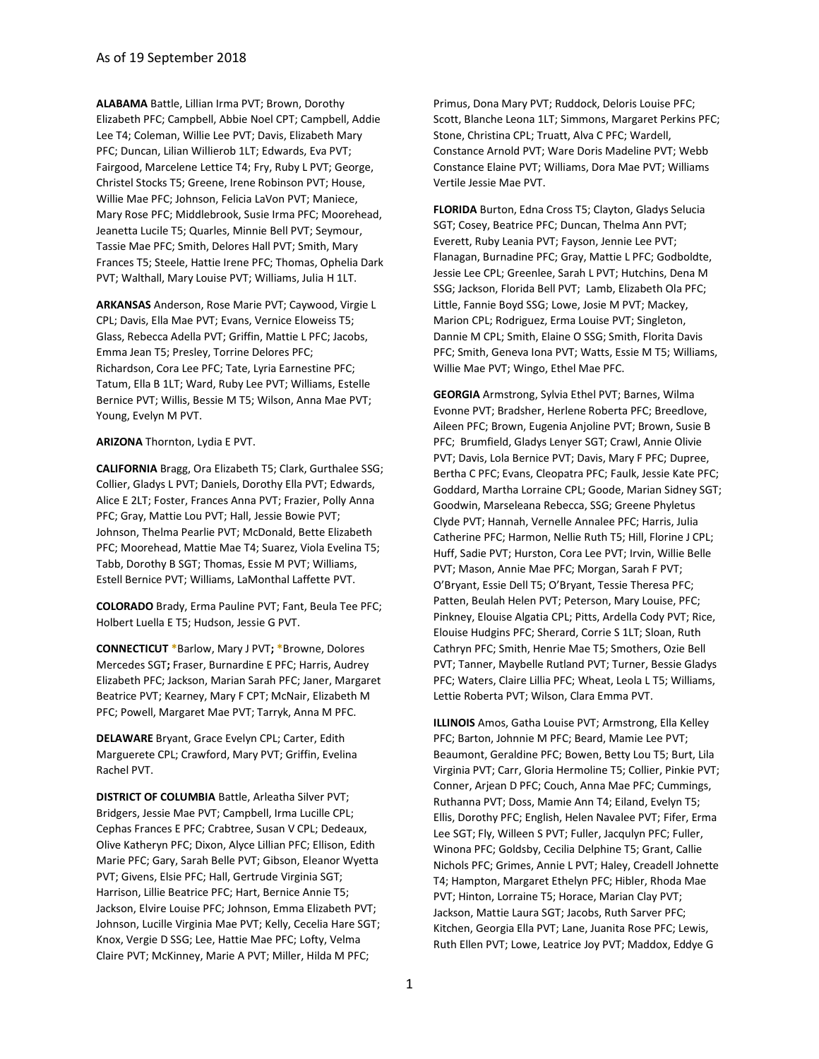As of 19 September 2018

**ALABAMA** Battle, Lillian Irma PVT; Brown, Dorothy Elizabeth PFC; Campbell, Abbie Noel CPT; Campbell, Addie Lee T4; Coleman, Willie Lee PVT; Davis, Elizabeth Mary PFC; Duncan, Lilian Willierob 1LT; Edwards, Eva PVT; Fairgood, Marcelene Lettice T4; Fry, Ruby L PVT; George, Christel Stocks T5; Greene, Irene Robinson PVT; House, Willie Mae PFC; Johnson, Felicia LaVon PVT; Maniece, Mary Rose PFC; Middlebrook, Susie Irma PFC; Moorehead, Jeanetta Lucile T5; Quarles, Minnie Bell PVT; Seymour, Tassie Mae PFC; Smith, Delores Hall PVT; Smith, Mary Frances T5; Steele, Hattie Irene PFC; Thomas, Ophelia Dark PVT; Walthall, Mary Louise PVT; Williams, Julia H 1LT.

**ARKANSAS** Anderson, Rose Marie PVT; Caywood, Virgie L CPL; Davis, Ella Mae PVT; Evans, Vernice Eloweiss T5; Glass, Rebecca Adella PVT; Griffin, Mattie L PFC; Jacobs, Emma Jean T5; Presley, Torrine Delores PFC; Richardson, Cora Lee PFC; Tate, Lyria Earnestine PFC; Tatum, Ella B 1LT; Ward, Ruby Lee PVT; Williams, Estelle Bernice PVT; Willis, Bessie M T5; Wilson, Anna Mae PVT; Young, Evelyn M PVT.

**ARIZONA** Thornton, Lydia E PVT.

**CALIFORNIA** Bragg, Ora Elizabeth T5; Clark, Gurthalee SSG; Collier, Gladys L PVT; Daniels, Dorothy Ella PVT; Edwards, Alice E 2LT; Foster, Frances Anna PVT; Frazier, Polly Anna PFC; Gray, Mattie Lou PVT; Hall, Jessie Bowie PVT; Johnson, Thelma Pearlie PVT; McDonald, Bette Elizabeth PFC; Moorehead, Mattie Mae T4; Suarez, Viola Evelina T5; Tabb, Dorothy B SGT; Thomas, Essie M PVT; Williams, Estell Bernice PVT; Williams, LaMonthal Laffette PVT.

**COLORADO** Brady, Erma Pauline PVT; Fant, Beula Tee PFC; Holbert Luella E T5; Hudson, Jessie G PVT.

**CONNECTICUT** *Barlow, Mary J PVT**;** *Browne, Dolores Mercedes SGT**;** Fraser, Burnardine E PFC; Harris, Audrey Elizabeth PFC; Jackson, Marian Sarah PFC; Janer, Margaret Beatrice PVT; Kearney, Mary F CPT; McNair, Elizabeth M PFC; Powell, Margaret Mae PVT; Tarryk, Anna M PFC.

**DELAWARE** Bryant, Grace Evelyn CPL; Carter, Edith Marguerete CPL; Crawford, Mary PVT; Griffin, Evelina Rachel PVT.

**DISTRICT OF COLUMBIA** Battle, Arleatha Silver PVT; Bridgers, Jessie Mae PVT; Campbell, Irma Lucille CPL; Cephas Frances E PFC; Crabtree, Susan V CPL; Dedeaux, Olive Katheryn PFC; Dixon, Alyce Lillian PFC; Ellison, Edith Marie PFC; Gary, Sarah Belle PVT; Gibson, Eleanor Wyetta PVT; Givens, Elsie PFC; Hall, Gertrude Virginia SGT; Harrison, Lillie Beatrice PFC; Hart, Bernice Annie T5; Jackson, Elvire Louise PFC; Johnson, Emma Elizabeth PVT; Johnson, Lucille Virginia Mae PVT; Kelly, Cecelia Hare SGT; Knox, Vergie D SSG; Lee, Hattie Mae PFC; Lofty, Velma Claire PVT; McKinney, Marie A PVT; Miller, Hilda M PFC; Primus, Dona Mary PVT; Ruddock, Deloris Louise PFC; Scott, Blanche Leona 1LT; Simmons, Margaret Perkins PFC; Stone, Christina CPL; Truatt, Alva C PFC; Wardell, Constance Arnold PVT; Ware Doris Madeline PVT; Webb Constance Elaine PVT; Williams, Dora Mae PVT; Williams Vertile Jessie Mae PVT.

**FLORIDA** Burton, Edna Cross T5; Clayton, Gladys Selucia SGT; Cosey, Beatrice PFC; Duncan, Thelma Ann PVT; Everett, Ruby Leania PVT; Fayson, Jennie Lee PVT; Flanagan, Burnadine PFC; Gray, Mattie L PFC; Godboldte, Jessie Lee CPL; Greenlee, Sarah L PVT; Hutchins, Dena M SSG; Jackson, Florida Bell PVT; Lamb, Elizabeth Ola PFC; Little, Fannie Boyd SSG; Lowe, Josie M PVT; Mackey, Marion CPL; Rodriguez, Erma Louise PVT; Singleton, Dannie M CPL; Smith, Elaine O SSG; Smith, Florita Davis PFC; Smith, Geneva Iona PVT; Watts, Essie M T5; Williams, Willie Mae PVT; Wingo, Ethel Mae PFC.

**GEORGIA** Armstrong, Sylvia Ethel PVT; Barnes, Wilma Evonne PVT; Bradsher, Herlene Roberta PFC; Breedlove, Aileen PFC; Brown, Eugenia Anjoline PVT; Brown, Susie B PFC; Brumfield, Gladys Lenyer SGT; Crawl, Annie Olivie PVT; Davis, Lola Bernice PVT; Davis, Mary F PFC; Dupree, Bertha C PFC; Evans, Cleopatra PFC; Faulk, Jessie Kate PFC; Goddard, Martha Lorraine CPL; Goode, Marian Sidney SGT; Goodwin, Marseleana Rebecca, SSG; Greene Phyletus Clyde PVT; Hannah, Vernelle Annalee PFC; Harris, Julia Catherine PFC; Harmon, Nellie Ruth T5; Hill, Florine J CPL; Huff, Sadie PVT; Hurston, Cora Lee PVT; Irvin, Willie Belle PVT; Mason, Annie Mae PFC; Morgan, Sarah F PVT; O'Bryant, Essie Dell T5; O'Bryant, Tessie Theresa PFC; Patten, Beulah Helen PVT; Peterson, Mary Louise, PFC; Pinkney, Elouise Algatia CPL; Pitts, Ardella Cody PVT; Rice, Elouise Hudgins PFC; Sherard, Corrie S 1LT; Sloan, Ruth Cathryn PFC; Smith, Henrie Mae T5; Smothers, Ozie Bell PVT; Tanner, Maybelle Rutland PVT; Turner, Bessie Gladys PFC; Waters, Claire Lillia PFC; Wheat, Leola L T5; Williams, Lettie Roberta PVT; Wilson, Clara Emma PVT.

**ILLINOIS** Amos, Gatha Louise PVT; Armstrong, Ella Kelley PFC; Barton, Johnnie M PFC; Beard, Mamie Lee PVT; Beaumont, Geraldine PFC; Bowen, Betty Lou T5; Burt, Lila Virginia PVT; Carr, Gloria Hermoline T5; Collier, Pinkie PVT; Conner, Arjean D PFC; Couch, Anna Mae PFC; Cummings, Ruthanna PVT; Doss, Mamie Ann T4; Eiland, Evelyn T5; Ellis, Dorothy PFC; English, Helen Navalee PVT; Fifer, Erma Lee SGT; Fly, Willeen S PVT; Fuller, Jacqulyn PFC; Fuller, Winona PFC; Goldsby, Cecilia Delphine T5; Grant, Callie Nichols PFC; Grimes, Annie L PVT; Haley, Creadell Johnette T4; Hampton, Margaret Ethelyn PFC; Hibler, Rhoda Mae PVT; Hinton, Lorraine T5; Horace, Marian Clay PVT; Jackson, Mattie Laura SGT; Jacobs, Ruth Sarver PFC; Kitchen, Georgia Ella PVT; Lane, Juanita Rose PFC; Lewis, Ruth Ellen PVT; Lowe, Leatrice Joy PVT; Maddox, Eddye G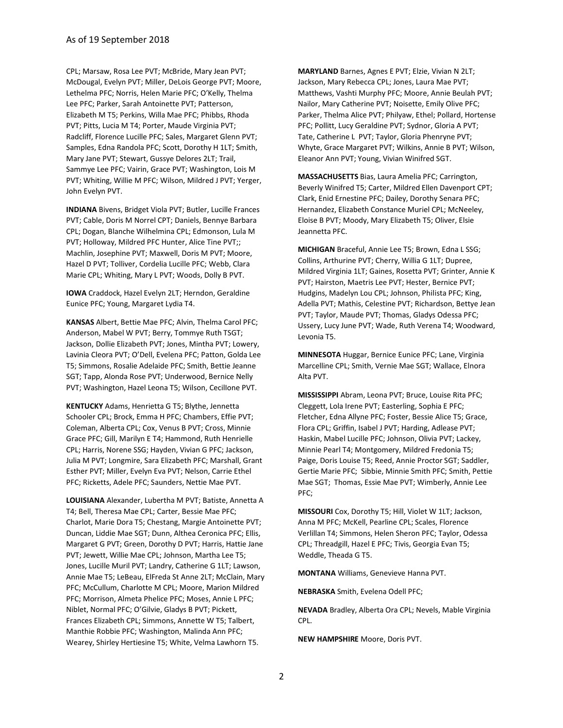CPL; Marsaw, Rosa Lee PVT; McBride, Mary Jean PVT; McDougal, Evelyn PVT; Miller, DeLois George PVT; Moore, Lethelma PFC; Norris, Helen Marie PFC; O'Kelly, Thelma Lee PFC; Parker, Sarah Antoinette PVT; Patterson, Elizabeth M T5; Perkins, Willa Mae PFC; Phibbs, Rhoda PVT; Pitts, Lucia M T4; Porter, Maude Virginia PVT; Radcliff, Florence Lucille PFC; Sales, Margaret Glenn PVT; Samples, Edna Randola PFC; Scott, Dorothy H 1LT; Smith, Mary Jane PVT; Stewart, Gussye Delores 2LT; Trail, Sammye Lee PFC; Vairin, Grace PVT; Washington, Lois M PVT; Whiting, Willie M PFC; Wilson, Mildred J PVT; Yerger, John Evelyn PVT.

**INDIANA** Bivens, Bridget Viola PVT; Butler, Lucille Frances PVT; Cable, Doris M Norrel CPT; Daniels, Bennye Barbara CPL; Dogan, Blanche Wilhelmina CPL; Edmonson, Lula M PVT; Holloway, Mildred PFC Hunter, Alice Tine PVT;; Machlin, Josephine PVT; Maxwell, Doris M PVT; Moore, Hazel D PVT; Tolliver, Cordelia Lucille PFC; Webb, Clara Marie CPL; Whiting, Mary L PVT; Woods, Dolly B PVT.

**IOWA** Craddock, Hazel Evelyn 2LT; Herndon, Geraldine Eunice PFC; Young, Margaret Lydia T4.

**KANSAS** Albert, Bettie Mae PFC; Alvin, Thelma Carol PFC; Anderson, Mabel W PVT; Berry, Tommye Ruth TSGT; Jackson, Dollie Elizabeth PVT; Jones, Mintha PVT; Lowery, Lavinia Cleora PVT; O'Dell, Evelena PFC; Patton, Golda Lee T5; Simmons, Rosalie Adelaide PFC; Smith, Bettie Jeanne SGT; Tapp, Alonda Rose PVT; Underwood, Bernice Nelly PVT; Washington, Hazel Leona T5; Wilson, Cecillone PVT.

**KENTUCKY** Adams, Henrietta G T5; Blythe, Jennetta Schooler CPL; Brock, Emma H PFC; Chambers, Effie PVT; Coleman, Alberta CPL; Cox, Venus B PVT; Cross, Minnie Grace PFC; Gill, Marilyn E T4; Hammond, Ruth Henrielle CPL; Harris, Norene SSG; Hayden, Vivian G PFC; Jackson, Julia M PVT; Longmire, Sara Elizabeth PFC; Marshall, Grant Esther PVT; Miller, Evelyn Eva PVT; Nelson, Carrie Ethel PFC; Ricketts, Adele PFC; Saunders, Nettie Mae PVT.

**LOUISIANA** Alexander, Lubertha M PVT; Batiste, Annetta A T4; Bell, Theresa Mae CPL; Carter, Bessie Mae PFC; Charlot, Marie Dora T5; Chestang, Margie Antoinette PVT; Duncan, Liddie Mae SGT; Dunn, Althea Ceronica PFC; Ellis, Margaret G PVT; Green, Dorothy D PVT; Harris, Hattie Jane PVT; Jewett, Willie Mae CPL; Johnson, Martha Lee T5; Jones, Lucille Muril PVT; Landry, Catherine G 1LT; Lawson, Annie Mae T5; LeBeau, ElFreda St Anne 2LT; McClain, Mary PFC; McCullum, Charlotte M CPL; Moore, Marion Mildred PFC; Morrison, Almeta Phelice PFC; Moses, Annie L PFC; Niblet, Normal PFC; O'Gilvie, Gladys B PVT; Pickett, Frances Elizabeth CPL; Simmons, Annette W T5; Talbert, Manthie Robbie PFC; Washington, Malinda Ann PFC; Wearey, Shirley Hertiesine T5; White, Velma Lawhorn T5.

**MARYLAND** Barnes, Agnes E PVT; Elzie, Vivian N 2LT; Jackson, Mary Rebecca CPL; Jones, Laura Mae PVT; Matthews, Vashti Murphy PFC; Moore, Annie Beulah PVT; Nailor, Mary Catherine PVT; Noisette, Emily Olive PFC; Parker, Thelma Alice PVT; Philyaw, Ethel; Pollard, Hortense PFC; Pollitt, Lucy Geraldine PVT; Sydnor, Gloria A PVT; Tate, Catherine L PVT; Taylor, Gloria Phenryne PVT; Whyte, Grace Margaret PVT; Wilkins, Annie B PVT; Wilson, Eleanor Ann PVT; Young, Vivian Winifred SGT.

**MASSACHUSETTS** Bias, Laura Amelia PFC; Carrington, Beverly Winifred T5; Carter, Mildred Ellen Davenport CPT; Clark, Enid Ernestine PFC; Dailey, Dorothy Senara PFC; Hernandez, Elizabeth Constance Muriel CPL; McNeeley, Eloise B PVT; Moody, Mary Elizabeth T5; Oliver, Elsie Jeannetta PFC.

**MICHIGAN** Braceful, Annie Lee T5; Brown, Edna L SSG; Collins, Arthurine PVT; Cherry, Willia G 1LT; Dupree, Mildred Virginia 1LT; Gaines, Rosetta PVT; Grinter, Annie K PVT; Hairston, Maetris Lee PVT; Hester, Bernice PVT; Hudgins, Madelyn Lou CPL; Johnson, Philista PFC; King, Adella PVT; Mathis, Celestine PVT; Richardson, Bettye Jean PVT; Taylor, Maude PVT; Thomas, Gladys Odessa PFC; Ussery, Lucy June PVT; Wade, Ruth Verena T4; Woodward, Levonia T5.

**MINNESOTA** Huggar, Bernice Eunice PFC; Lane, Virginia Marcelline CPL; Smith, Vernie Mae SGT; Wallace, Elnora Alta PVT.

**MISSISSIPPI** Abram, Leona PVT; Bruce, Louise Rita PFC; Cleggett, Lola Irene PVT; Easterling, Sophia E PFC; Fletcher, Edna Allyne PFC; Foster, Bessie Alice T5; Grace, Flora CPL; Griffin, Isabel J PVT; Harding, Adlease PVT; Haskin, Mabel Lucille PFC; Johnson, Olivia PVT; Lackey, Minnie Pearl T4; Montgomery, Mildred Fredonia T5; Paige, Doris Louise T5; Reed, Annie Proctor SGT; Saddler, Gertie Marie PFC; Sibbie, Minnie Smith PFC; Smith, Pettie Mae SGT; Thomas, Essie Mae PVT; Wimberly, Annie Lee PFC;

**MISSOURI** Cox, Dorothy T5; Hill, Violet W 1LT; Jackson, Anna M PFC; McKell, Pearline CPL; Scales, Florence Verlillan T4; Simmons, Helen Sheron PFC; Taylor, Odessa CPL; Threadgill, Hazel E PFC; Tivis, Georgia Evan T5; Weddle, Theada G T5.

**MONTANA** Williams, Genevieve Hanna PVT.

**NEBRASKA** Smith, Evelena Odell PFC;

**NEVADA** Bradley, Alberta Ora CPL; Nevels, Mable Virginia CPL.

**NEW HAMPSHIRE** Moore, Doris PVT.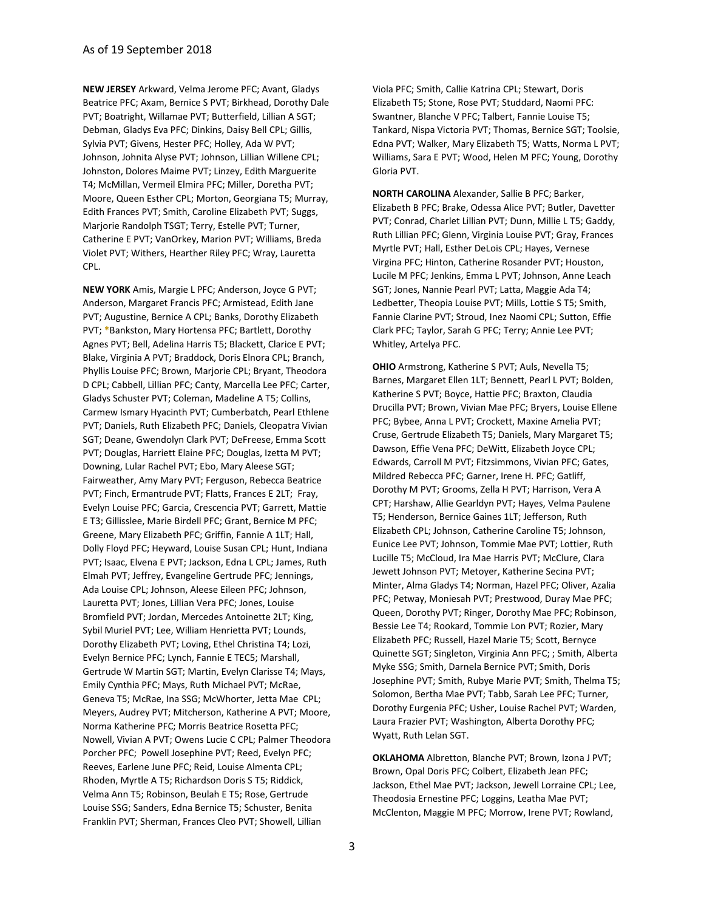**NEW JERSEY** Arkward, Velma Jerome PFC; Avant, Gladys Beatrice PFC; Axam, Bernice S PVT; Birkhead, Dorothy Dale PVT; Boatright, Willamae PVT; Butterfield, Lillian A SGT; Debman, Gladys Eva PFC; Dinkins, Daisy Bell CPL; Gillis, Sylvia PVT; Givens, Hester PFC; Holley, Ada W PVT; Johnson, Johnita Alyse PVT; Johnson, Lillian Willene CPL; Johnston, Dolores Maime PVT; Linzey, Edith Marguerite T4; McMillan, Vermeil Elmira PFC; Miller, Doretha PVT; Moore, Queen Esther CPL; Morton, Georgiana T5; Murray, Edith Frances PVT; Smith, Caroline Elizabeth PVT; Suggs, Marjorie Randolph TSGT; Terry, Estelle PVT; Turner, Catherine E PVT; VanOrkey, Marion PVT; Williams, Breda Violet PVT; Withers, Hearther Riley PFC; Wray, Lauretta CPL.

**NEW YORK** Amis, Margie L PFC; Anderson, Joyce G PVT; Anderson, Margaret Francis PFC; Armistead, Edith Jane PVT; Augustine, Bernice A CPL; Banks, Dorothy Elizabeth PVT; *Bankston, Mary Hortensa PFC; Bartlett, Dorothy Agnes PVT; Bell, Adelina Harris T5; Blackett, Clarice E PVT; Blake, Virginia A PVT; Braddock, Doris Elnora CPL; Branch, Phyllis Louise PFC; Brown, Marjorie CPL; Bryant, Theodora D CPL; Cabbell, Lillian PFC; Canty, Marcella Lee PFC; Carter, Gladys Schuster PVT; Coleman, Madeline A T5; Collins, Carmew Ismary Hyacinth PVT; Cumberbatch, Pearl Ethlene PVT; Daniels, Ruth Elizabeth PFC; Daniels, Cleopatra Vivian SGT; Deane, Gwendolyn Clark PVT; DeFreese, Emma Scott PVT; Douglas, Harriett Elaine PFC; Douglas, Izetta M PVT; Downing, Lular Rachel PVT; Ebo, Mary Aleese SGT; Fairweather, Amy Mary PVT; Ferguson, Rebecca Beatrice PVT; Finch, Ermantrude PVT; Flatts, Frances E 2LT; Fray, Evelyn Louise PFC; Garcia, Crescencia PVT; Garrett, Mattie E T3; Gillisslee, Marie Birdell PFC; Grant, Bernice M PFC; Greene, Mary Elizabeth PFC; Griffin, Fannie A 1LT; Hall, Dolly Floyd PFC; Heyward, Louise Susan CPL; Hunt, Indiana PVT; Isaac, Elvena E PVT; Jackson, Edna L CPL; James, Ruth Elmah PVT; Jeffrey, Evangeline Gertrude PFC; Jennings, Ada Louise CPL; Johnson, Aleese Eileen PFC; Johnson, Lauretta PVT; Jones, Lillian Vera PFC; Jones, Louise Bromfield PVT; Jordan, Mercedes Antoinette 2LT; King, Sybil Muriel PVT; Lee, William Henrietta PVT; Lounds, Dorothy Elizabeth PVT; Loving, Ethel Christina T4; Lozi, Evelyn Bernice PFC; Lynch, Fannie E TEC5; Marshall, Gertrude W Martin SGT; Martin, Evelyn Clarisse T4; Mays, Emily Cynthia PFC; Mays, Ruth Michael PVT; McRae, Geneva T5; McRae, Ina SSG; McWhorter, Jetta Mae CPL; Meyers, Audrey PVT; Mitcherson, Katherine A PVT; Moore, Norma Katherine PFC; Morris Beatrice Rosetta PFC; Nowell, Vivian A PVT; Owens Lucie C CPL; Palmer Theodora Porcher PFC; Powell Josephine PVT; Reed, Evelyn PFC; Reeves, Earlene June PFC; Reid, Louise Almenta CPL; Rhoden, Myrtle A T5; Richardson Doris S T5; Riddick, Velma Ann T5; Robinson, Beulah E T5; Rose, Gertrude Louise SSG; Sanders, Edna Bernice T5; Schuster, Benita Franklin PVT; Sherman, Frances Cleo PVT; Showell, Lillian Viola PFC; Smith, Callie Katrina CPL; Stewart, Doris Elizabeth T5; Stone, Rose PVT; Studdard, Naomi PFC: Swantner, Blanche V PFC; Talbert, Fannie Louise T5; Tankard, Nispa Victoria PVT; Thomas, Bernice SGT; Toolsie, Edna PVT; Walker, Mary Elizabeth T5; Watts, Norma L PVT; Williams, Sara E PVT; Wood, Helen M PFC; Young, Dorothy Gloria PVT.

**NORTH CAROLINA** Alexander, Sallie B PFC; Barker, Elizabeth B PFC; Brake, Odessa Alice PVT; Butler, Davetter PVT; Conrad, Charlet Lillian PVT; Dunn, Millie L T5; Gaddy, Ruth Lillian PFC; Glenn, Virginia Louise PVT; Gray, Frances Myrtle PVT; Hall, Esther DeLois CPL; Hayes, Vernese Virgina PFC; Hinton, Catherine Rosander PVT; Houston, Lucile M PFC; Jenkins, Emma L PVT; Johnson, Anne Leach SGT; Jones, Nannie Pearl PVT; Latta, Maggie Ada T4; Ledbetter, Theopia Louise PVT; Mills, Lottie S T5; Smith, Fannie Clarine PVT; Stroud, Inez Naomi CPL; Sutton, Effie Clark PFC; Taylor, Sarah G PFC; Terry; Annie Lee PVT; Whitley, Artelya PFC.

**OHIO** Armstrong, Katherine S PVT; Auls, Nevella T5; Barnes, Margaret Ellen 1LT; Bennett, Pearl L PVT; Bolden, Katherine S PVT; Boyce, Hattie PFC; Braxton, Claudia Drucilla PVT; Brown, Vivian Mae PFC; Bryers, Louise Ellene PFC; Bybee, Anna L PVT; Crockett, Maxine Amelia PVT; Cruse, Gertrude Elizabeth T5; Daniels, Mary Margaret T5; Dawson, Effie Vena PFC; DeWitt, Elizabeth Joyce CPL; Edwards, Carroll M PVT; Fitzsimmons, Vivian PFC; Gates, Mildred Rebecca PFC; Garner, Irene H. PFC; Gatliff, Dorothy M PVT; Grooms, Zella H PVT; Harrison, Vera A CPT; Harshaw, Allie Gearldyn PVT; Hayes, Velma Paulene T5; Henderson, Bernice Gaines 1LT; Jefferson, Ruth Elizabeth CPL; Johnson, Catherine Caroline T5; Johnson, Eunice Lee PVT; Johnson, Tommie Mae PVT; Lottier, Ruth Lucille T5; McCloud, Ira Mae Harris PVT; McClure, Clara Jewett Johnson PVT; Metoyer, Katherine Secina PVT; Minter, Alma Gladys T4; Norman, Hazel PFC; Oliver, Azalia PFC; Petway, Moniesah PVT; Prestwood, Duray Mae PFC; Queen, Dorothy PVT; Ringer, Dorothy Mae PFC; Robinson, Bessie Lee T4; Rookard, Tommie Lon PVT; Rozier, Mary Elizabeth PFC; Russell, Hazel Marie T5; Scott, Bernyce Quinette SGT; Singleton, Virginia Ann PFC; ; Smith, Alberta Myke SSG; Smith, Darnela Bernice PVT; Smith, Doris Josephine PVT; Smith, Rubye Marie PVT; Smith, Thelma T5; Solomon, Bertha Mae PVT; Tabb, Sarah Lee PFC; Turner, Dorothy Eurgenia PFC; Usher, Louise Rachel PVT; Warden, Laura Frazier PVT; Washington, Alberta Dorothy PFC; Wyatt, Ruth Lelan SGT.

**OKLAHOMA** Albretton, Blanche PVT; Brown, Izona J PVT; Brown, Opal Doris PFC; Colbert, Elizabeth Jean PFC; Jackson, Ethel Mae PVT; Jackson, Jewell Lorraine CPL; Lee, Theodosia Ernestine PFC; Loggins, Leatha Mae PVT; McClenton, Maggie M PFC; Morrow, Irene PVT; Rowland,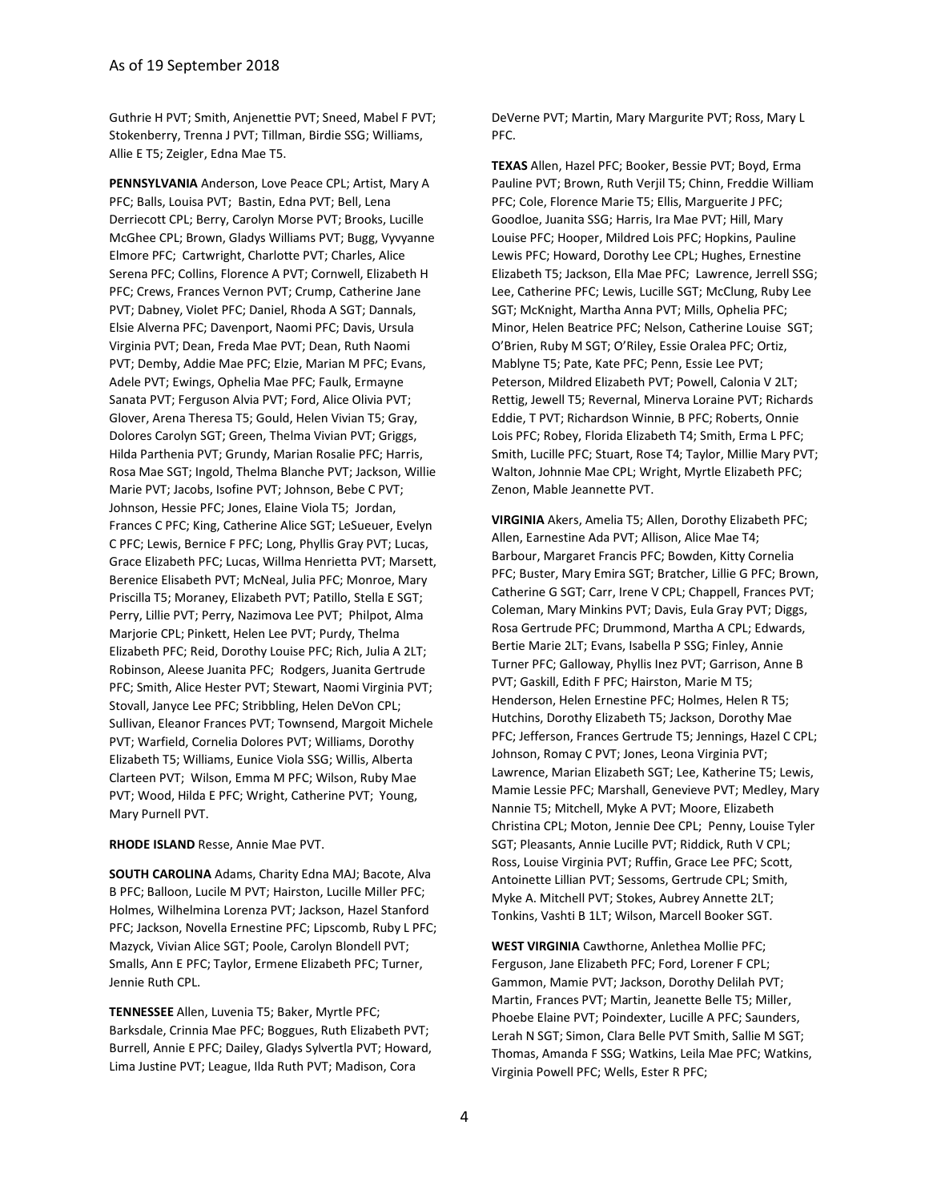Guthrie H PVT; Smith, Anjenettie PVT; Sneed, Mabel F PVT; Stokenberry, Trenna J PVT; Tillman, Birdie SSG; Williams, Allie E T5; Zeigler, Edna Mae T5.

**PENNSYLVANIA** Anderson, Love Peace CPL; Artist, Mary A PFC; Balls, Louisa PVT; Bastin, Edna PVT; Bell, Lena Derriecott CPL; Berry, Carolyn Morse PVT; Brooks, Lucille McGhee CPL; Brown, Gladys Williams PVT; Bugg, Vyvyanne Elmore PFC; Cartwright, Charlotte PVT; Charles, Alice Serena PFC; Collins, Florence A PVT; Cornwell, Elizabeth H PFC; Crews, Frances Vernon PVT; Crump, Catherine Jane PVT; Dabney, Violet PFC; Daniel, Rhoda A SGT; Dannals, Elsie Alverna PFC; Davenport, Naomi PFC; Davis, Ursula Virginia PVT; Dean, Freda Mae PVT; Dean, Ruth Naomi PVT; Demby, Addie Mae PFC; Elzie, Marian M PFC; Evans, Adele PVT; Ewings, Ophelia Mae PFC; Faulk, Ermayne Sanata PVT; Ferguson Alvia PVT; Ford, Alice Olivia PVT; Glover, Arena Theresa T5; Gould, Helen Vivian T5; Gray, Dolores Carolyn SGT; Green, Thelma Vivian PVT; Griggs, Hilda Parthenia PVT; Grundy, Marian Rosalie PFC; Harris, Rosa Mae SGT; Ingold, Thelma Blanche PVT; Jackson, Willie Marie PVT; Jacobs, Isofine PVT; Johnson, Bebe C PVT; Johnson, Hessie PFC; Jones, Elaine Viola T5; Jordan, Frances C PFC; King, Catherine Alice SGT; LeSueuer, Evelyn C PFC; Lewis, Bernice F PFC; Long, Phyllis Gray PVT; Lucas, Grace Elizabeth PFC; Lucas, Willma Henrietta PVT; Marsett, Berenice Elisabeth PVT; McNeal, Julia PFC; Monroe, Mary Priscilla T5; Moraney, Elizabeth PVT; Patillo, Stella E SGT; Perry, Lillie PVT; Perry, Nazimova Lee PVT; Philpot, Alma Marjorie CPL; Pinkett, Helen Lee PVT; Purdy, Thelma Elizabeth PFC; Reid, Dorothy Louise PFC; Rich, Julia A 2LT; Robinson, Aleese Juanita PFC; Rodgers, Juanita Gertrude PFC; Smith, Alice Hester PVT; Stewart, Naomi Virginia PVT; Stovall, Janyce Lee PFC; Stribbling, Helen DeVon CPL; Sullivan, Eleanor Frances PVT; Townsend, Margoit Michele PVT; Warfield, Cornelia Dolores PVT; Williams, Dorothy Elizabeth T5; Williams, Eunice Viola SSG; Willis, Alberta Clarteen PVT; Wilson, Emma M PFC; Wilson, Ruby Mae PVT; Wood, Hilda E PFC; Wright, Catherine PVT; Young, Mary Purnell PVT.

**RHODE ISLAND** Resse, Annie Mae PVT.

**SOUTH CAROLINA** Adams, Charity Edna MAJ; Bacote, Alva B PFC; Balloon, Lucile M PVT; Hairston, Lucille Miller PFC; Holmes, Wilhelmina Lorenza PVT; Jackson, Hazel Stanford PFC; Jackson, Novella Ernestine PFC; Lipscomb, Ruby L PFC; Mazyck, Vivian Alice SGT; Poole, Carolyn Blondell PVT; Smalls, Ann E PFC; Taylor, Ermene Elizabeth PFC; Turner, Jennie Ruth CPL.

**TENNESSEE** Allen, Luvenia T5; Baker, Myrtle PFC; Barksdale, Crinnia Mae PFC; Boggues, Ruth Elizabeth PVT; Burrell, Annie E PFC; Dailey, Gladys Sylvertla PVT; Howard, Lima Justine PVT; League, Ilda Ruth PVT; Madison, Cora DeVerne PVT; Martin, Mary Margurite PVT; Ross, Mary L PFC.

**TEXAS** Allen, Hazel PFC; Booker, Bessie PVT; Boyd, Erma Pauline PVT; Brown, Ruth Verjil T5; Chinn, Freddie William PFC; Cole, Florence Marie T5; Ellis, Marguerite J PFC; Goodloe, Juanita SSG; Harris, Ira Mae PVT; Hill, Mary Louise PFC; Hooper, Mildred Lois PFC; Hopkins, Pauline Lewis PFC; Howard, Dorothy Lee CPL; Hughes, Ernestine Elizabeth T5; Jackson, Ella Mae PFC; Lawrence, Jerrell SSG; Lee, Catherine PFC; Lewis, Lucille SGT; McClung, Ruby Lee SGT; McKnight, Martha Anna PVT; Mills, Ophelia PFC; Minor, Helen Beatrice PFC; Nelson, Catherine Louise SGT; O'Brien, Ruby M SGT; O'Riley, Essie Oralea PFC; Ortiz, Mablyne T5; Pate, Kate PFC; Penn, Essie Lee PVT; Peterson, Mildred Elizabeth PVT; Powell, Calonia V 2LT; Rettig, Jewell T5; Revernal, Minerva Loraine PVT; Richards Eddie, T PVT; Richardson Winnie, B PFC; Roberts, Onnie Lois PFC; Robey, Florida Elizabeth T4; Smith, Erma L PFC; Smith, Lucille PFC; Stuart, Rose T4; Taylor, Millie Mary PVT; Walton, Johnnie Mae CPL; Wright, Myrtle Elizabeth PFC; Zenon, Mable Jeannette PVT.

**VIRGINIA** Akers, Amelia T5; Allen, Dorothy Elizabeth PFC; Allen, Earnestine Ada PVT; Allison, Alice Mae T4; Barbour, Margaret Francis PFC; Bowden, Kitty Cornelia PFC; Buster, Mary Emira SGT; Bratcher, Lillie G PFC; Brown, Catherine G SGT; Carr, Irene V CPL; Chappell, Frances PVT; Coleman, Mary Minkins PVT; Davis, Eula Gray PVT; Diggs, Rosa Gertrude PFC; Drummond, Martha A CPL; Edwards, Bertie Marie 2LT; Evans, Isabella P SSG; Finley, Annie Turner PFC; Galloway, Phyllis Inez PVT; Garrison, Anne B PVT; Gaskill, Edith F PFC; Hairston, Marie M T5; Henderson, Helen Ernestine PFC; Holmes, Helen R T5; Hutchins, Dorothy Elizabeth T5; Jackson, Dorothy Mae PFC; Jefferson, Frances Gertrude T5; Jennings, Hazel C CPL; Johnson, Romay C PVT; Jones, Leona Virginia PVT; Lawrence, Marian Elizabeth SGT; Lee, Katherine T5; Lewis, Mamie Lessie PFC; Marshall, Genevieve PVT; Medley, Mary Nannie T5; Mitchell, Myke A PVT; Moore, Elizabeth Christina CPL; Moton, Jennie Dee CPL; Penny, Louise Tyler SGT; Pleasants, Annie Lucille PVT; Riddick, Ruth V CPL; Ross, Louise Virginia PVT; Ruffin, Grace Lee PFC; Scott, Antoinette Lillian PVT; Sessoms, Gertrude CPL; Smith, Myke A. Mitchell PVT; Stokes, Aubrey Annette 2LT; Tonkins, Vashti B 1LT; Wilson, Marcell Booker SGT.

**WEST VIRGINIA** Cawthorne, Anlethea Mollie PFC; Ferguson, Jane Elizabeth PFC; Ford, Lorener F CPL; Gammon, Mamie PVT; Jackson, Dorothy Delilah PVT; Martin, Frances PVT; Martin, Jeanette Belle T5; Miller, Phoebe Elaine PVT; Poindexter, Lucille A PFC; Saunders, Lerah N SGT; Simon, Clara Belle PVT Smith, Sallie M SGT; Thomas, Amanda F SSG; Watkins, Leila Mae PFC; Watkins, Virginia Powell PFC; Wells, Ester R PFC;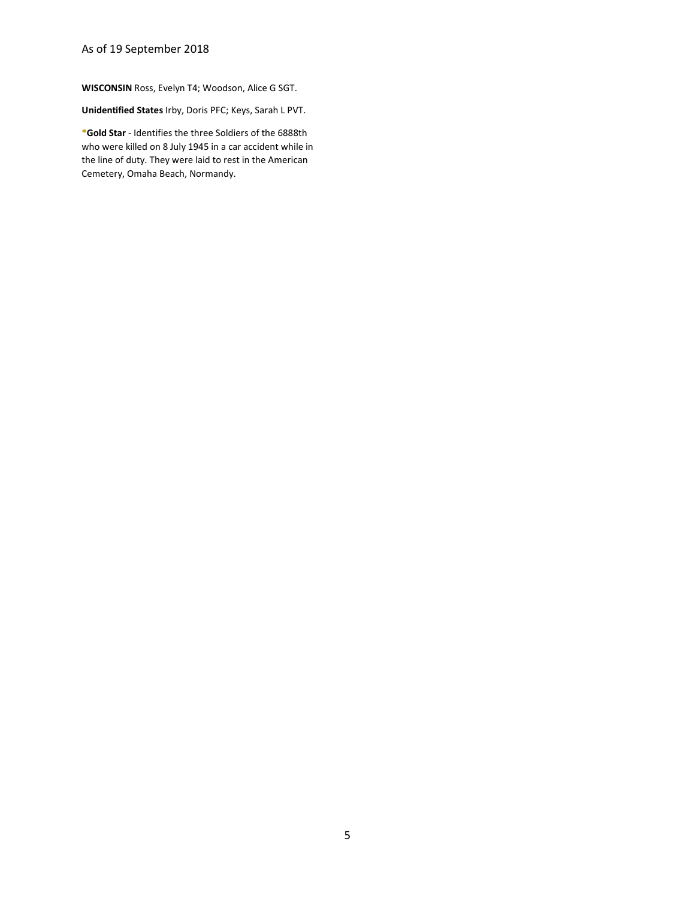**WISCONSIN** Ross, Evelyn T4; Woodson, Alice G SGT.

**Unidentified States** Irby, Doris PFC; Keys, Sarah L PVT.

***Gold Star** - Identifies the three Soldiers of the 6888th who were killed on 8 July 1945 in a car accident while in the line of duty. They were laid to rest in the American Cemetery, Omaha Beach, Normandy.